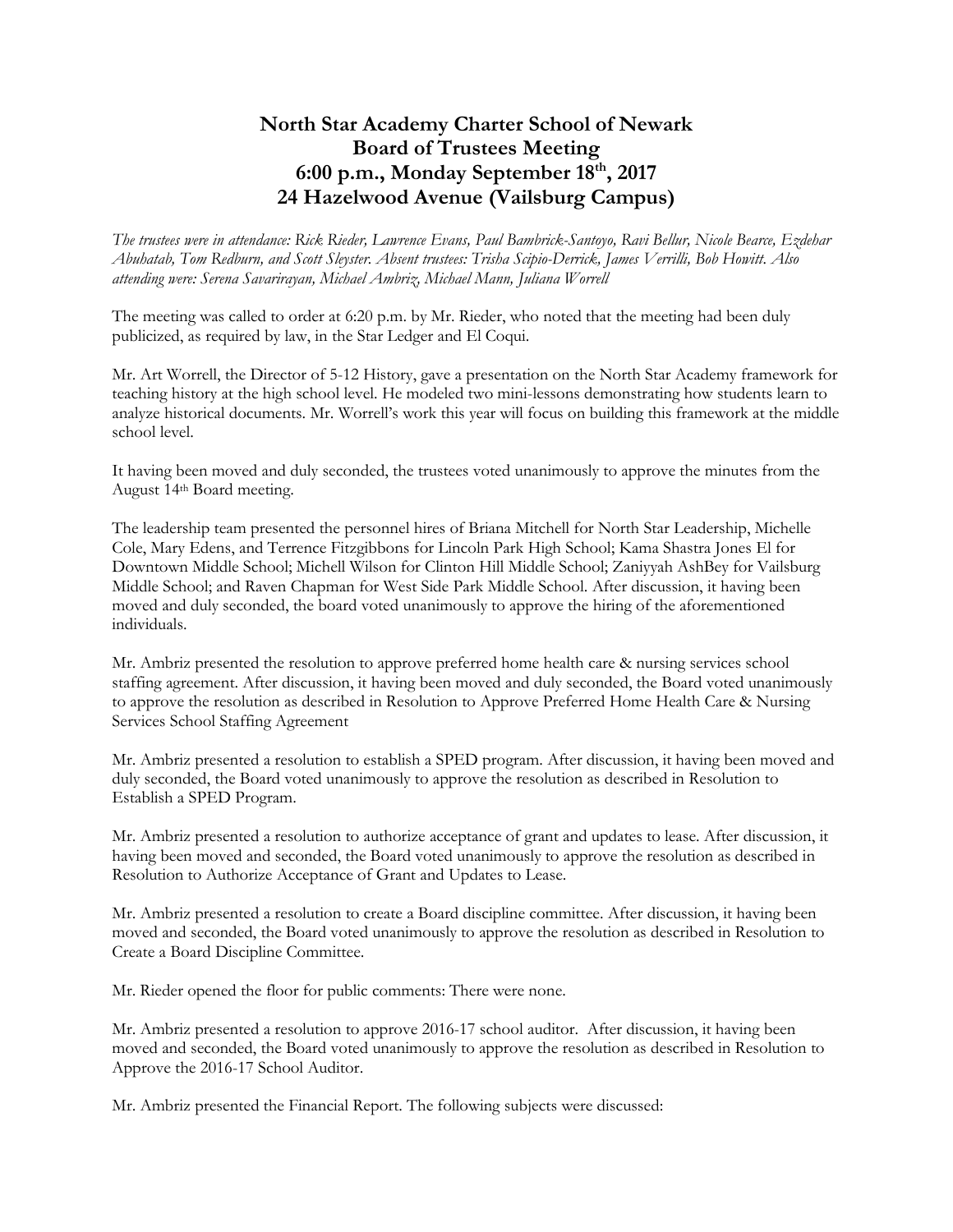# North Star Academy Charter School of Newark
# Board of Trustees Meeting
# 6:00 p.m., Monday September 18th, 2017
# 24 Hazelwood Avenue (Vailsburg Campus)

*The trustees were in attendance: Rick Rieder, Lawrence Evans, Paul Bambrick-Santoyo, Ravi Bellur, Nicole Bearce, Ezdehar Abuhatab, Tom Redburn, and Scott Sleyster. Absent trustees: Trisha Scipio-Derrick, James Verrilli, Bob Howitt. Also attending were: Serena Savarirayan, Michael Ambriz, Michael Mann, Juliana Worrell*

The meeting was called to order at 6:20 p.m. by Mr. Rieder, who noted that the meeting had been duly publicized, as required by law, in the Star Ledger and El Coqui.

Mr. Art Worrell, the Director of 5-12 History, gave a presentation on the North Star Academy framework for teaching history at the high school level. He modeled two mini-lessons demonstrating how students learn to analyze historical documents. Mr. Worrell's work this year will focus on building this framework at the middle school level.

It having been moved and duly seconded, the trustees voted unanimously to approve the minutes from the August 14th Board meeting.

The leadership team presented the personnel hires of Briana Mitchell for North Star Leadership, Michelle Cole, Mary Edens, and Terrence Fitzgibbons for Lincoln Park High School; Kama Shastra Jones El for Downtown Middle School; Michell Wilson for Clinton Hill Middle School; Zaniyyah AshBey for Vailsburg Middle School; and Raven Chapman for West Side Park Middle School. After discussion, it having been moved and duly seconded, the board voted unanimously to approve the hiring of the aforementioned individuals.

Mr. Ambriz presented the resolution to approve preferred home health care & nursing services school staffing agreement. After discussion, it having been moved and duly seconded, the Board voted unanimously to approve the resolution as described in Resolution to Approve Preferred Home Health Care & Nursing Services School Staffing Agreement

Mr. Ambriz presented a resolution to establish a SPED program. After discussion, it having been moved and duly seconded, the Board voted unanimously to approve the resolution as described in Resolution to Establish a SPED Program.

Mr. Ambriz presented a resolution to authorize acceptance of grant and updates to lease. After discussion, it having been moved and seconded, the Board voted unanimously to approve the resolution as described in Resolution to Authorize Acceptance of Grant and Updates to Lease.

Mr. Ambriz presented a resolution to create a Board discipline committee. After discussion, it having been moved and seconded, the Board voted unanimously to approve the resolution as described in Resolution to Create a Board Discipline Committee.

Mr. Rieder opened the floor for public comments: There were none.

Mr. Ambriz presented a resolution to approve 2016-17 school auditor. After discussion, it having been moved and seconded, the Board voted unanimously to approve the resolution as described in Resolution to Approve the 2016-17 School Auditor.

Mr. Ambriz presented the Financial Report. The following subjects were discussed: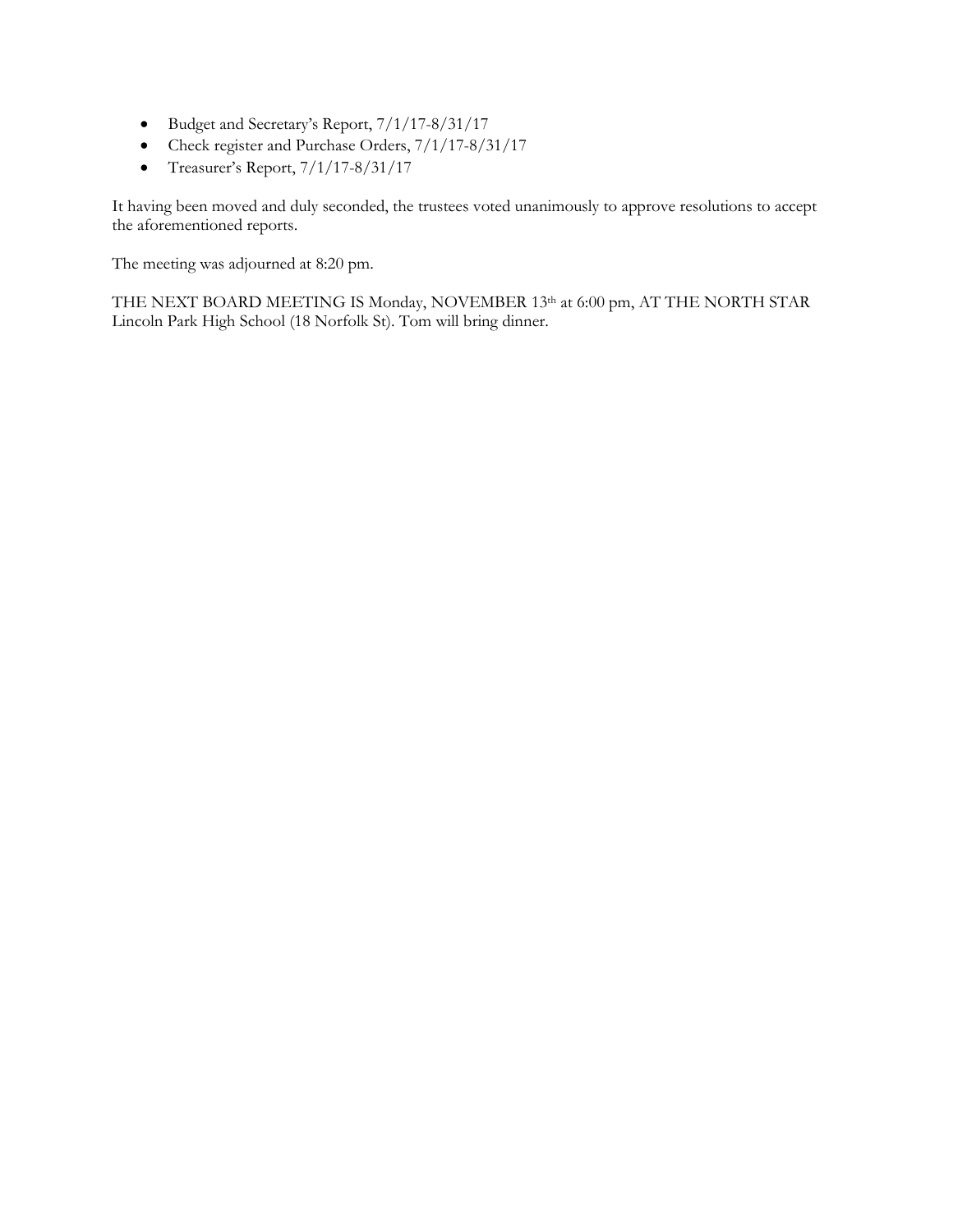- Budget and Secretary's Report, 7/1/17-8/31/17
- Check register and Purchase Orders, 7/1/17-8/31/17
- Treasurer's Report, 7/1/17-8/31/17

It having been moved and duly seconded, the trustees voted unanimously to approve resolutions to accept the aforementioned reports.

The meeting was adjourned at 8:20 pm.

THE NEXT BOARD MEETING IS Monday, NOVEMBER 13th at 6:00 pm, AT THE NORTH STAR Lincoln Park High School (18 Norfolk St). Tom will bring dinner.